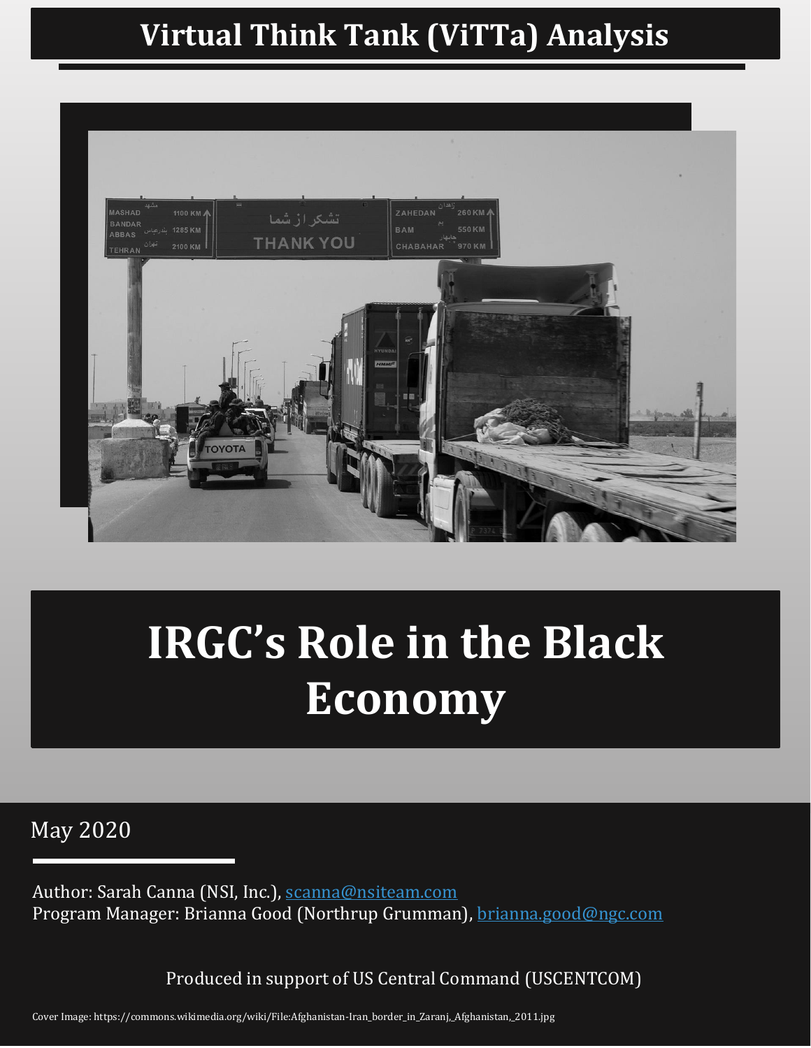# Virtual Think Tank (ViTTa) Analysis

# IRGC's Role in the Black Economy

May 2020

Author: Sarah Canna (NSI, Inc.), scanna@nsiteam.com
Program Manager: Brianna Good (Northrup Grumman), brianna.good@ngc.com

Produced in support of US Central Command (USCENTCOM)

Cover Image: https://commons.wikimedia.org/wiki/File:Afghanistan-Iran_border_in_Zaranj,_Afghanistan,_2011.jpg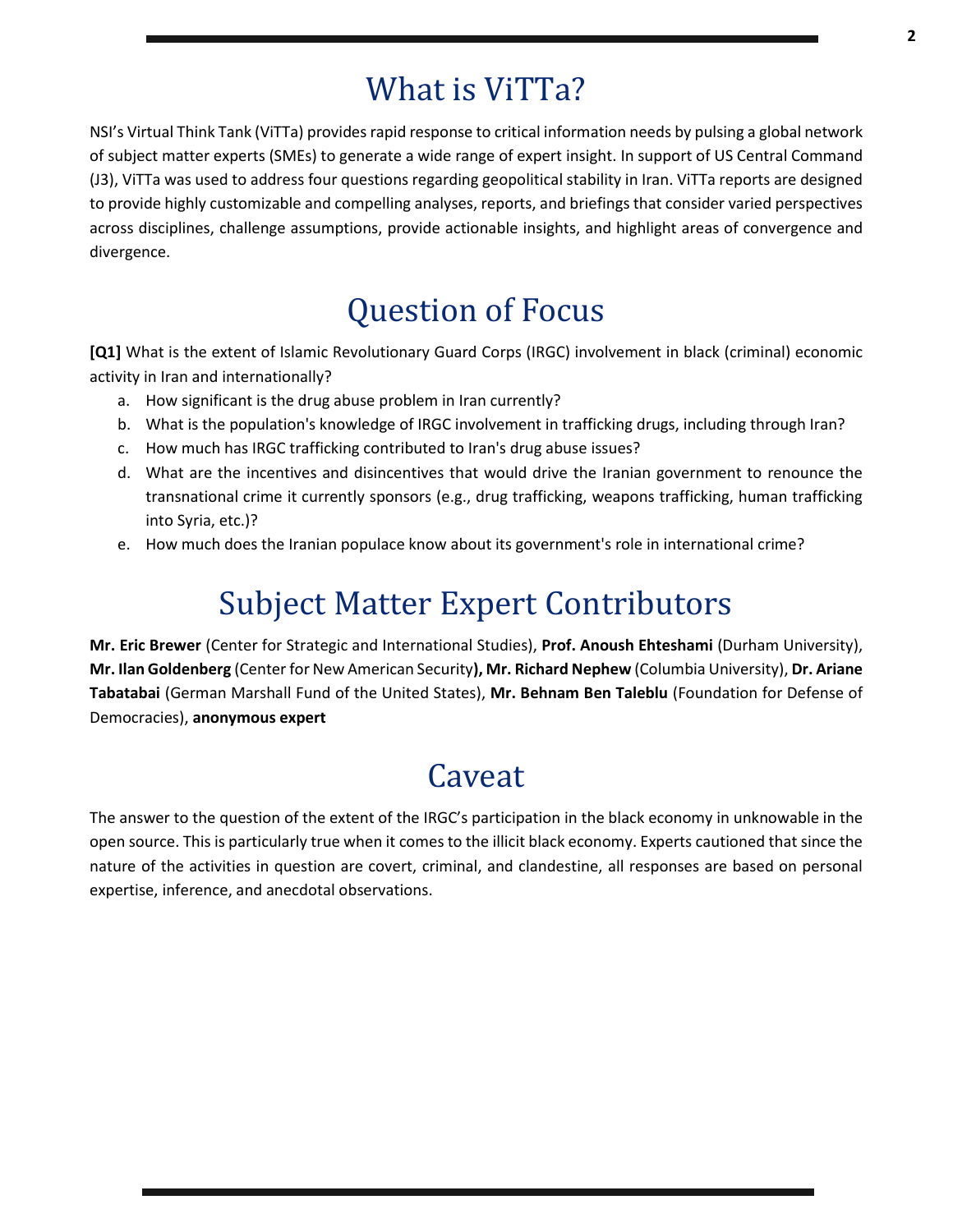# What is ViTTa?

NSI's Virtual Think Tank (ViTTa) provides rapid response to critical information needs by pulsing a global network of subject matter experts (SMEs) to generate a wide range of expert insight. In support of US Central Command (J3), ViTTa was used to address four questions regarding geopolitical stability in Iran. ViTTa reports are designed to provide highly customizable and compelling analyses, reports, and briefings that consider varied perspectives across disciplines, challenge assumptions, provide actionable insights, and highlight areas of convergence and divergence.

# Question of Focus

**[Q1]** What is the extent of Islamic Revolutionary Guard Corps (IRGC) involvement in black (criminal) economic activity in Iran and internationally?

a. How significant is the drug abuse problem in Iran currently?
b. What is the population's knowledge of IRGC involvement in trafficking drugs, including through Iran?
c. How much has IRGC trafficking contributed to Iran's drug abuse issues?
d. What are the incentives and disincentives that would drive the Iranian government to renounce the transnational crime it currently sponsors (e.g., drug trafficking, weapons trafficking, human trafficking into Syria, etc.)?
e. How much does the Iranian populace know about its government's role in international crime?

# Subject Matter Expert Contributors

**Mr. Eric Brewer** (Center for Strategic and International Studies), **Prof. Anoush Ehteshami** (Durham University), **Mr. Ilan Goldenberg** (Center for New American Security**), Mr. Richard Nephew** (Columbia University), **Dr. Ariane Tabatabai** (German Marshall Fund of the United States), **Mr. Behnam Ben Taleblu** (Foundation for Defense of Democracies), **anonymous expert**

# Caveat

The answer to the question of the extent of the IRGC's participation in the black economy in unknowable in the open source. This is particularly true when it comes to the illicit black economy. Experts cautioned that since the nature of the activities in question are covert, criminal, and clandestine, all responses are based on personal expertise, inference, and anecdotal observations.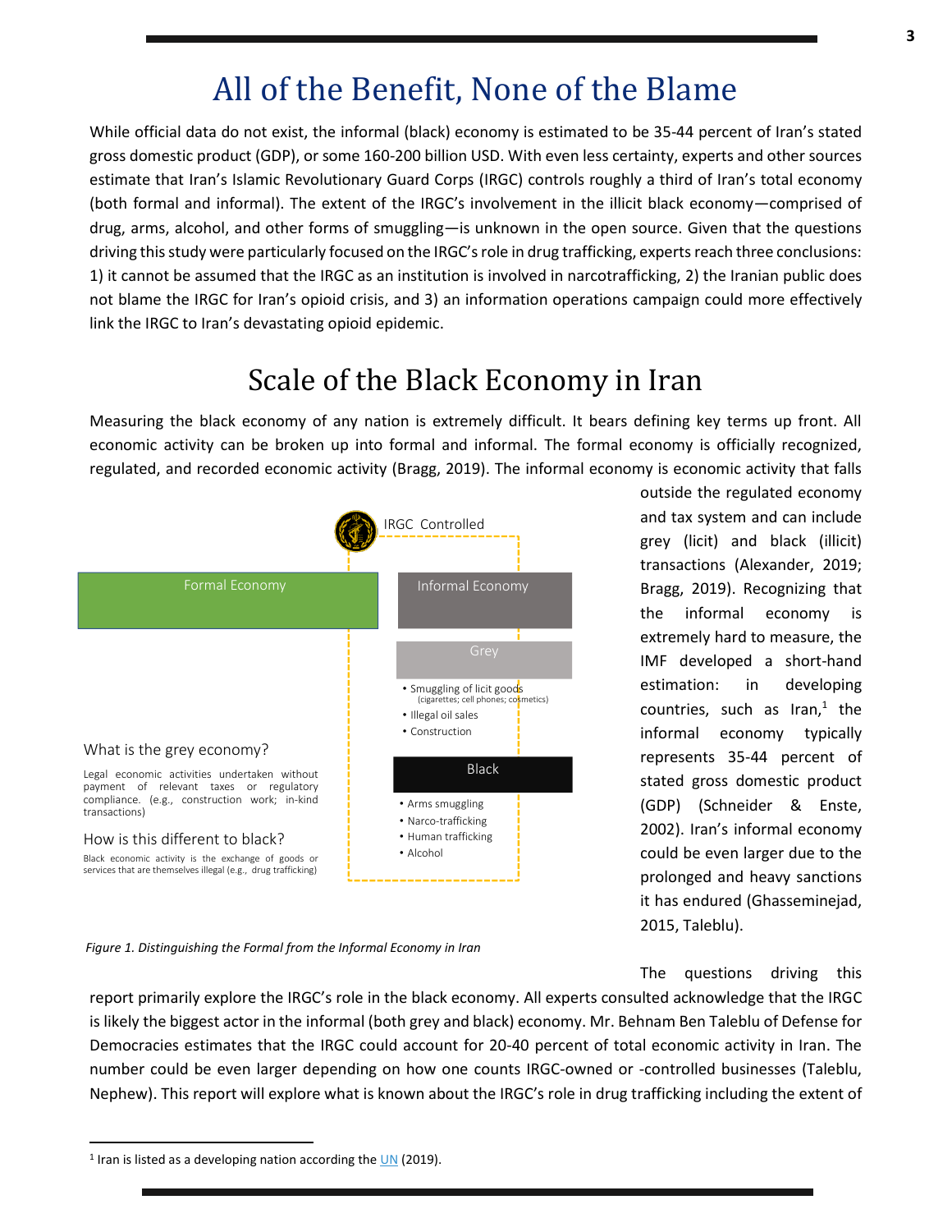# All of the Benefit, None of the Blame

While official data do not exist, the informal (black) economy is estimated to be 35-44 percent of Iran's stated gross domestic product (GDP), or some 160-200 billion USD. With even less certainty, experts and other sources estimate that Iran's Islamic Revolutionary Guard Corps (IRGC) controls roughly a third of Iran's total economy (both formal and informal). The extent of the IRGC's involvement in the illicit black economy—comprised of drug, arms, alcohol, and other forms of smuggling—is unknown in the open source. Given that the questions driving this study were particularly focused on the IRGC's role in drug trafficking, experts reach three conclusions: 1) it cannot be assumed that the IRGC as an institution is involved in narcotrafficking, 2) the Iranian public does not blame the IRGC for Iran's opioid crisis, and 3) an information operations campaign could more effectively link the IRGC to Iran's devastating opioid epidemic.

# Scale of the Black Economy in Iran

Measuring the black economy of any nation is extremely difficult. It bears defining key terms up front. All economic activity can be broken up into formal and informal. The formal economy is officially recognized, regulated, and recorded economic activity (Bragg, 2019). The informal economy is economic activity that falls outside the regulated economy and tax system and can include grey (licit) and black (illicit) transactions (Alexander, 2019; Bragg, 2019). Recognizing that the informal economy is extremely hard to measure, the IMF developed a short-hand estimation: in developing countries, such as Iran,[1] the informal economy typically represents 35-44 percent of stated gross domestic product (GDP) (Schneider & Enste, 2002). Iran's informal economy could be even larger due to the prolonged and heavy sanctions it has endured (Ghasseminejad, 2015, Taleblu).

IRGC Controlled

Formal Economy

Informal Economy

Grey
- Smuggling of licit goods (cigarettes; cell phones; cosmetics)
- Illegal oil sales
- Construction

Black
- Arms smuggling
- Narco-trafficking
- Human trafficking
- Alcohol

What is the grey economy?

Legal economic activities undertaken without payment of relevant taxes or regulatory compliance. (e.g., construction work; in-kind transactions)

How is this different to black?

Black economic activity is the exchange of goods or services that are themselves illegal (e.g., drug trafficking)

*Figure 1. Distinguishing the Formal from the Informal Economy in Iran*

The questions driving this report primarily explore the IRGC's role in the black economy. All experts consulted acknowledge that the IRGC is likely the biggest actor in the informal (both grey and black) economy. Mr. Behnam Ben Taleblu of Defense for Democracies estimates that the IRGC could account for 20-40 percent of total economic activity in Iran. The number could be even larger depending on how one counts IRGC-owned or -controlled businesses (Taleblu, Nephew). This report will explore what is known about the IRGC's role in drug trafficking including the extent of

---

[1] Iran is listed as a developing nation according the UN (2019).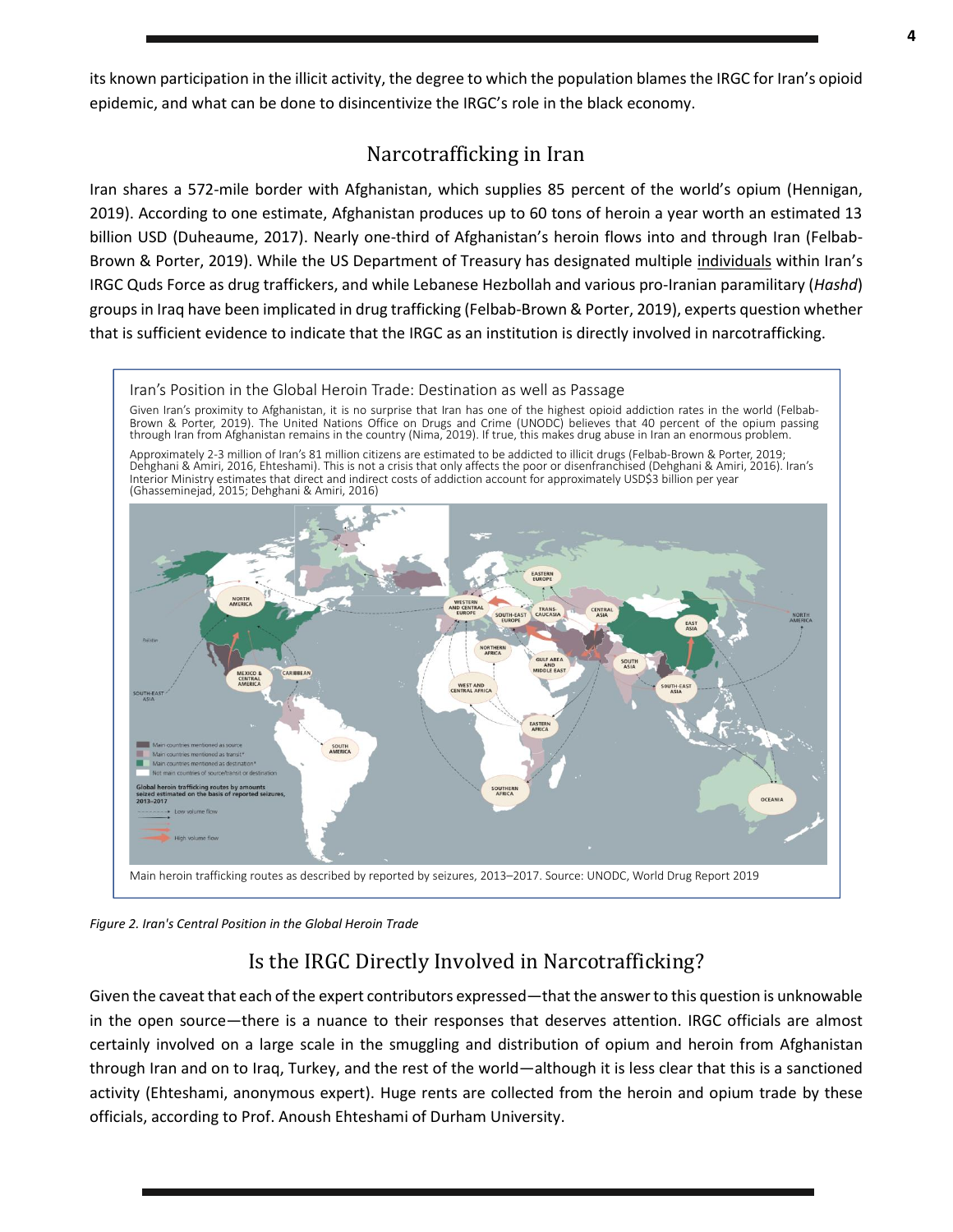its known participation in the illicit activity, the degree to which the population blames the IRGC for Iran's opioid epidemic, and what can be done to disincentivize the IRGC's role in the black economy.

## Narcotrafficking in Iran

Iran shares a 572-mile border with Afghanistan, which supplies 85 percent of the world's opium (Hennigan, 2019). According to one estimate, Afghanistan produces up to 60 tons of heroin a year worth an estimated 13 billion USD (Duheaume, 2017). Nearly one-third of Afghanistan's heroin flows into and through Iran (Felbab-Brown & Porter, 2019). While the US Department of Treasury has designated multiple individuals within Iran's IRGC Quds Force as drug traffickers, and while Lebanese Hezbollah and various pro-Iranian paramilitary (*Hashd*) groups in Iraq have been implicated in drug trafficking (Felbab-Brown & Porter, 2019), experts question whether that is sufficient evidence to indicate that the IRGC as an institution is directly involved in narcotrafficking.

Iran's Position in the Global Heroin Trade: Destination as well as Passage

Given Iran's proximity to Afghanistan, it is no surprise that Iran has one of the highest opioid addiction rates in the world (Felbab-Brown & Porter, 2019). The United Nations Office on Drugs and Crime (UNODC) believes that 40 percent of the opium passing through Iran from Afghanistan remains in the country (Nima, 2019). If true, this makes drug abuse in Iran an enormous problem.

Approximately 2-3 million of Iran's 81 million citizens are estimated to be addicted to illicit drugs (Felbab-Brown & Porter, 2019; Dehghani & Amiri, 2016, Ehteshami). This is not a crisis that only affects the poor or disenfranchised (Dehghani & Amiri, 2016). Iran's Interior Ministry estimates that direct and indirect costs of addiction account for approximately USD$3 billion per year (Ghasseminejad, 2015; Dehghani & Amiri, 2016)

Main heroin trafficking routes as described by reported by seizures, 2013–2017. Source: UNODC, World Drug Report 2019

*Figure 2. Iran's Central Position in the Global Heroin Trade*

## Is the IRGC Directly Involved in Narcotrafficking?

Given the caveat that each of the expert contributors expressed—that the answer to this question is unknowable in the open source—there is a nuance to their responses that deserves attention. IRGC officials are almost certainly involved on a large scale in the smuggling and distribution of opium and heroin from Afghanistan through Iran and on to Iraq, Turkey, and the rest of the world—although it is less clear that this is a sanctioned activity (Ehteshami, anonymous expert). Huge rents are collected from the heroin and opium trade by these officials, according to Prof. Anoush Ehteshami of Durham University.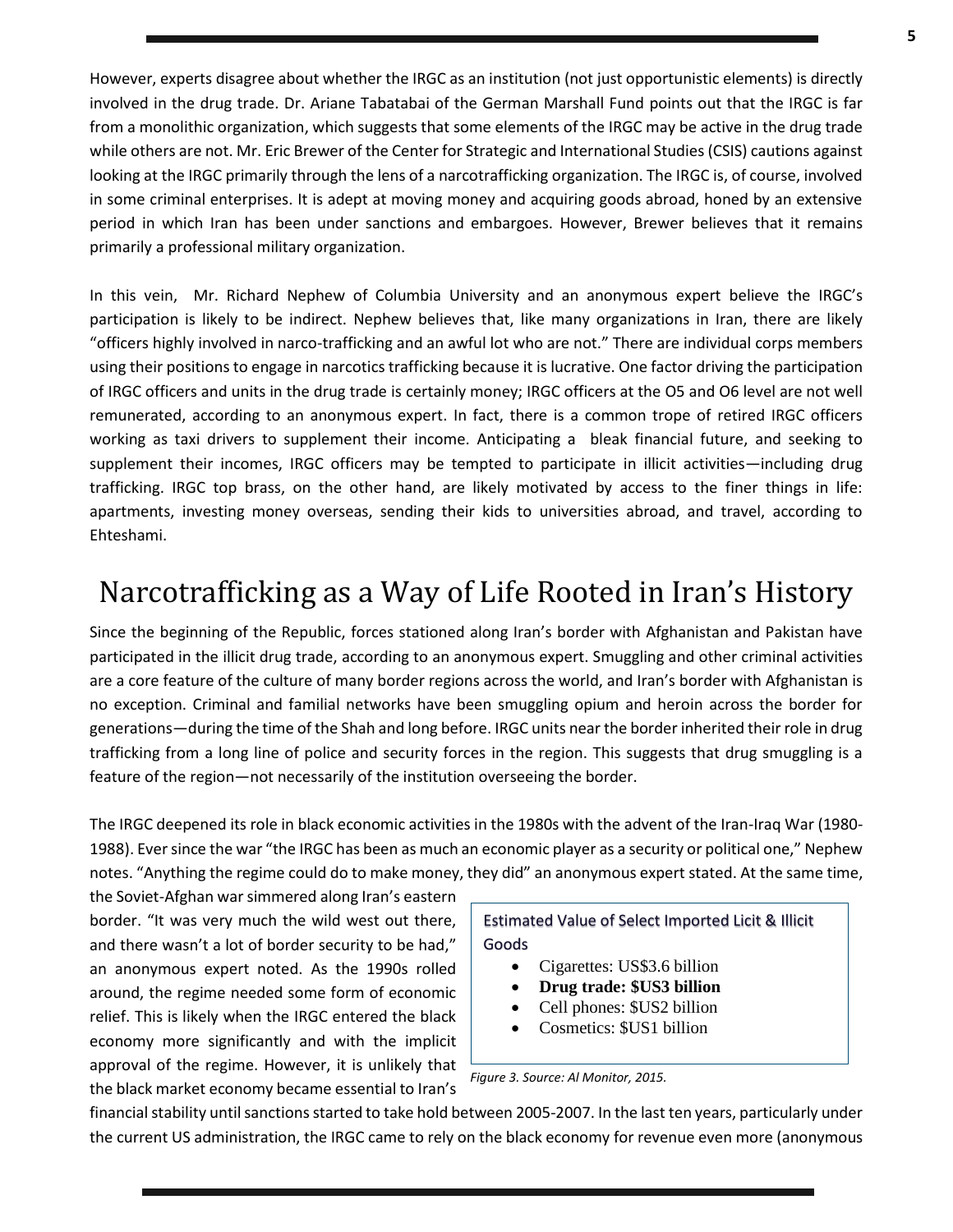However, experts disagree about whether the IRGC as an institution (not just opportunistic elements) is directly involved in the drug trade. Dr. Ariane Tabatabai of the German Marshall Fund points out that the IRGC is far from a monolithic organization, which suggests that some elements of the IRGC may be active in the drug trade while others are not. Mr. Eric Brewer of the Center for Strategic and International Studies (CSIS) cautions against looking at the IRGC primarily through the lens of a narcotrafficking organization. The IRGC is, of course, involved in some criminal enterprises. It is adept at moving money and acquiring goods abroad, honed by an extensive period in which Iran has been under sanctions and embargoes. However, Brewer believes that it remains primarily a professional military organization.

In this vein, Mr. Richard Nephew of Columbia University and an anonymous expert believe the IRGC's participation is likely to be indirect. Nephew believes that, like many organizations in Iran, there are likely "officers highly involved in narco-trafficking and an awful lot who are not." There are individual corps members using their positions to engage in narcotics trafficking because it is lucrative. One factor driving the participation of IRGC officers and units in the drug trade is certainly money; IRGC officers at the O5 and O6 level are not well remunerated, according to an anonymous expert. In fact, there is a common trope of retired IRGC officers working as taxi drivers to supplement their income. Anticipating a bleak financial future, and seeking to supplement their incomes, IRGC officers may be tempted to participate in illicit activities—including drug trafficking. IRGC top brass, on the other hand, are likely motivated by access to the finer things in life: apartments, investing money overseas, sending their kids to universities abroad, and travel, according to Ehteshami.

# Narcotrafficking as a Way of Life Rooted in Iran's History

Since the beginning of the Republic, forces stationed along Iran's border with Afghanistan and Pakistan have participated in the illicit drug trade, according to an anonymous expert. Smuggling and other criminal activities are a core feature of the culture of many border regions across the world, and Iran's border with Afghanistan is no exception. Criminal and familial networks have been smuggling opium and heroin across the border for generations—during the time of the Shah and long before. IRGC units near the border inherited their role in drug trafficking from a long line of police and security forces in the region. This suggests that drug smuggling is a feature of the region—not necessarily of the institution overseeing the border.

The IRGC deepened its role in black economic activities in the 1980s with the advent of the Iran-Iraq War (1980-1988). Ever since the war "the IRGC has been as much an economic player as a security or political one," Nephew notes. "Anything the regime could do to make money, they did" an anonymous expert stated. At the same time, the Soviet-Afghan war simmered along Iran's eastern border. "It was very much the wild west out there, and there wasn't a lot of border security to be had," an anonymous expert noted. As the 1990s rolled around, the regime needed some form of economic relief. This is likely when the IRGC entered the black economy more significantly and with the implicit approval of the regime. However, it is unlikely that the black market economy became essential to Iran's financial stability until sanctions started to take hold between 2005-2007. In the last ten years, particularly under the current US administration, the IRGC came to rely on the black economy for revenue even more (anonymous

Estimated Value of Select Imported Licit & Illicit Goods

- Cigarettes: US$3.6 billion
- **Drug trade: $US3 billion**
- Cell phones: $US2 billion
- Cosmetics: $US1 billion

*Figure 3. Source: Al Monitor, 2015.*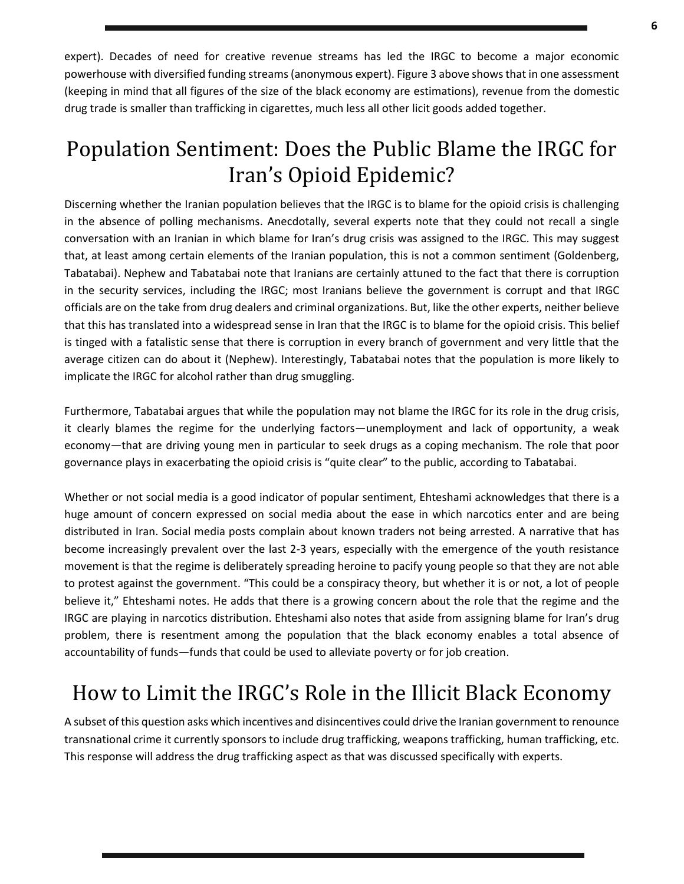expert). Decades of need for creative revenue streams has led the IRGC to become a major economic powerhouse with diversified funding streams (anonymous expert). Figure 3 above shows that in one assessment (keeping in mind that all figures of the size of the black economy are estimations), revenue from the domestic drug trade is smaller than trafficking in cigarettes, much less all other licit goods added together.

## Population Sentiment: Does the Public Blame the IRGC for Iran's Opioid Epidemic?

Discerning whether the Iranian population believes that the IRGC is to blame for the opioid crisis is challenging in the absence of polling mechanisms. Anecdotally, several experts note that they could not recall a single conversation with an Iranian in which blame for Iran's drug crisis was assigned to the IRGC. This may suggest that, at least among certain elements of the Iranian population, this is not a common sentiment (Goldenberg, Tabatabai). Nephew and Tabatabai note that Iranians are certainly attuned to the fact that there is corruption in the security services, including the IRGC; most Iranians believe the government is corrupt and that IRGC officials are on the take from drug dealers and criminal organizations. But, like the other experts, neither believe that this has translated into a widespread sense in Iran that the IRGC is to blame for the opioid crisis. This belief is tinged with a fatalistic sense that there is corruption in every branch of government and very little that the average citizen can do about it (Nephew). Interestingly, Tabatabai notes that the population is more likely to implicate the IRGC for alcohol rather than drug smuggling.

Furthermore, Tabatabai argues that while the population may not blame the IRGC for its role in the drug crisis, it clearly blames the regime for the underlying factors—unemployment and lack of opportunity, a weak economy—that are driving young men in particular to seek drugs as a coping mechanism. The role that poor governance plays in exacerbating the opioid crisis is "quite clear" to the public, according to Tabatabai.

Whether or not social media is a good indicator of popular sentiment, Ehteshami acknowledges that there is a huge amount of concern expressed on social media about the ease in which narcotics enter and are being distributed in Iran. Social media posts complain about known traders not being arrested. A narrative that has become increasingly prevalent over the last 2-3 years, especially with the emergence of the youth resistance movement is that the regime is deliberately spreading heroine to pacify young people so that they are not able to protest against the government. "This could be a conspiracy theory, but whether it is or not, a lot of people believe it," Ehteshami notes. He adds that there is a growing concern about the role that the regime and the IRGC are playing in narcotics distribution. Ehteshami also notes that aside from assigning blame for Iran's drug problem, there is resentment among the population that the black economy enables a total absence of accountability of funds—funds that could be used to alleviate poverty or for job creation.

## How to Limit the IRGC's Role in the Illicit Black Economy

A subset of this question asks which incentives and disincentives could drive the Iranian government to renounce transnational crime it currently sponsors to include drug trafficking, weapons trafficking, human trafficking, etc. This response will address the drug trafficking aspect as that was discussed specifically with experts.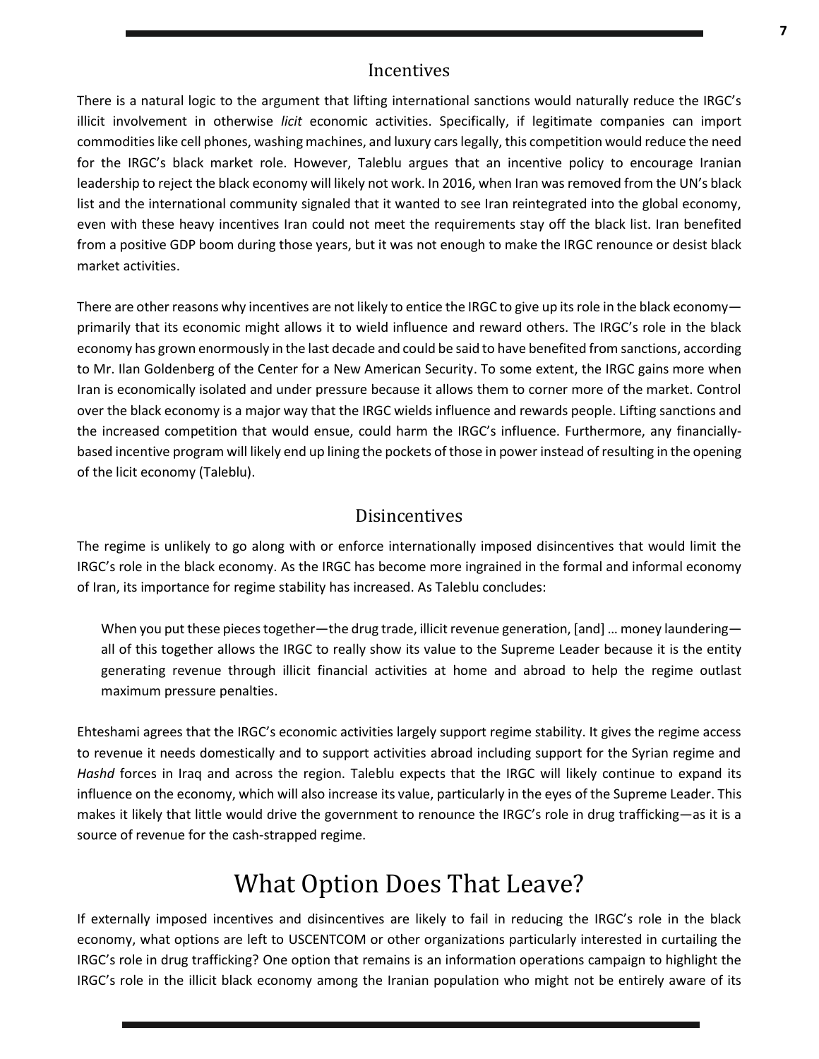## Incentives

There is a natural logic to the argument that lifting international sanctions would naturally reduce the IRGC's illicit involvement in otherwise *licit* economic activities. Specifically, if legitimate companies can import commodities like cell phones, washing machines, and luxury cars legally, this competition would reduce the need for the IRGC's black market role. However, Taleblu argues that an incentive policy to encourage Iranian leadership to reject the black economy will likely not work. In 2016, when Iran was removed from the UN's black list and the international community signaled that it wanted to see Iran reintegrated into the global economy, even with these heavy incentives Iran could not meet the requirements stay off the black list. Iran benefited from a positive GDP boom during those years, but it was not enough to make the IRGC renounce or desist black market activities.

There are other reasons why incentives are not likely to entice the IRGC to give up its role in the black economy—primarily that its economic might allows it to wield influence and reward others. The IRGC's role in the black economy has grown enormously in the last decade and could be said to have benefited from sanctions, according to Mr. Ilan Goldenberg of the Center for a New American Security. To some extent, the IRGC gains more when Iran is economically isolated and under pressure because it allows them to corner more of the market. Control over the black economy is a major way that the IRGC wields influence and rewards people. Lifting sanctions and the increased competition that would ensue, could harm the IRGC's influence. Furthermore, any financially-based incentive program will likely end up lining the pockets of those in power instead of resulting in the opening of the licit economy (Taleblu).

## Disincentives

The regime is unlikely to go along with or enforce internationally imposed disincentives that would limit the IRGC's role in the black economy. As the IRGC has become more ingrained in the formal and informal economy of Iran, its importance for regime stability has increased. As Taleblu concludes:

> When you put these pieces together—the drug trade, illicit revenue generation, [and] … money laundering—all of this together allows the IRGC to really show its value to the Supreme Leader because it is the entity generating revenue through illicit financial activities at home and abroad to help the regime outlast maximum pressure penalties.

Ehteshami agrees that the IRGC's economic activities largely support regime stability. It gives the regime access to revenue it needs domestically and to support activities abroad including support for the Syrian regime and *Hashd* forces in Iraq and across the region. Taleblu expects that the IRGC will likely continue to expand its influence on the economy, which will also increase its value, particularly in the eyes of the Supreme Leader. This makes it likely that little would drive the government to renounce the IRGC's role in drug trafficking—as it is a source of revenue for the cash-strapped regime.

# What Option Does That Leave?

If externally imposed incentives and disincentives are likely to fail in reducing the IRGC's role in the black economy, what options are left to USCENTCOM or other organizations particularly interested in curtailing the IRGC's role in drug trafficking? One option that remains is an information operations campaign to highlight the IRGC's role in the illicit black economy among the Iranian population who might not be entirely aware of its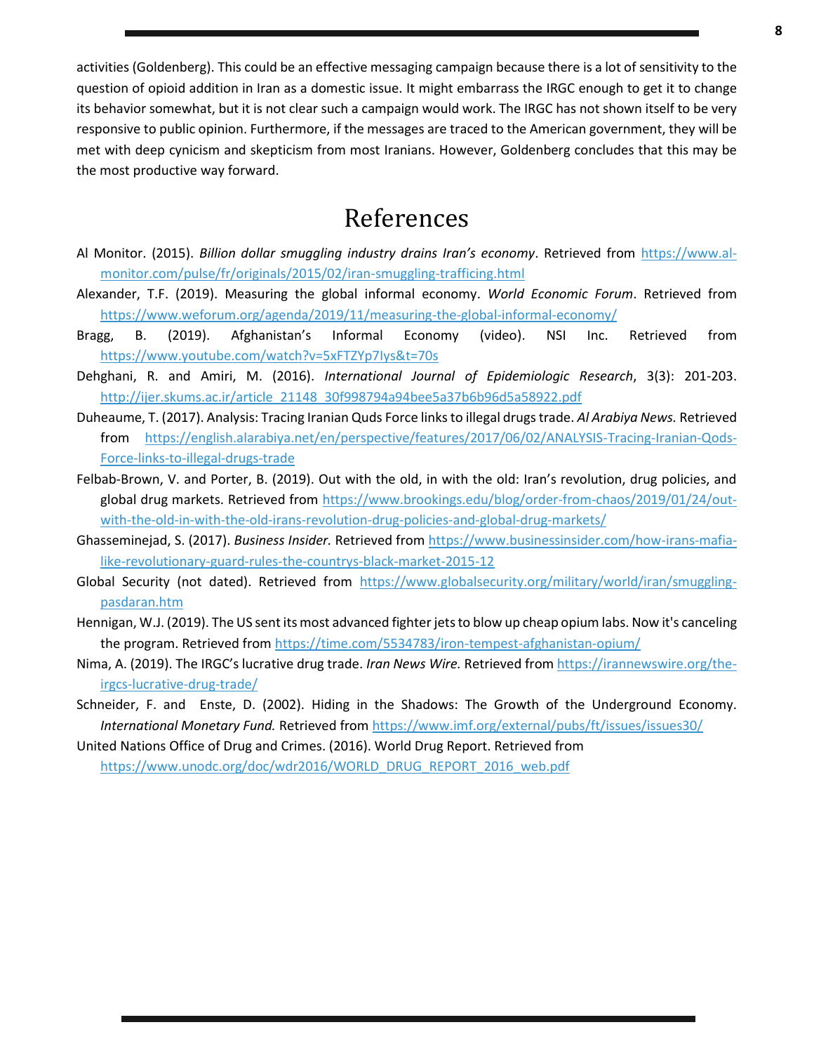activities (Goldenberg). This could be an effective messaging campaign because there is a lot of sensitivity to the question of opioid addition in Iran as a domestic issue. It might embarrass the IRGC enough to get it to change its behavior somewhat, but it is not clear such a campaign would work. The IRGC has not shown itself to be very responsive to public opinion. Furthermore, if the messages are traced to the American government, they will be met with deep cynicism and skepticism from most Iranians. However, Goldenberg concludes that this may be the most productive way forward.

# References

Al Monitor. (2015). *Billion dollar smuggling industry drains Iran's economy*. Retrieved from https://www.al-monitor.com/pulse/fr/originals/2015/02/iran-smuggling-trafficing.html

Alexander, T.F. (2019). Measuring the global informal economy. *World Economic Forum*. Retrieved from https://www.weforum.org/agenda/2019/11/measuring-the-global-informal-economy/

Bragg, B. (2019). Afghanistan's Informal Economy (video). NSI Inc. Retrieved from https://www.youtube.com/watch?v=5xFTZYp7Iys&t=70s

Dehghani, R. and Amiri, M. (2016). *International Journal of Epidemiologic Research*, 3(3): 201-203. http://ijer.skums.ac.ir/article_21148_30f998794a94bee5a37b6b96d5a58922.pdf

Duheaume, T. (2017). Analysis: Tracing Iranian Quds Force links to illegal drugs trade. *Al Arabiya News.* Retrieved from https://english.alarabiya.net/en/perspective/features/2017/06/02/ANALYSIS-Tracing-Iranian-Qods-Force-links-to-illegal-drugs-trade

Felbab-Brown, V. and Porter, B. (2019). Out with the old, in with the old: Iran's revolution, drug policies, and global drug markets. Retrieved from https://www.brookings.edu/blog/order-from-chaos/2019/01/24/out-with-the-old-in-with-the-old-irans-revolution-drug-policies-and-global-drug-markets/

Ghasseminejad, S. (2017). *Business Insider.* Retrieved from https://www.businessinsider.com/how-irans-mafia-like-revolutionary-guard-rules-the-countrys-black-market-2015-12

Global Security (not dated). Retrieved from https://www.globalsecurity.org/military/world/iran/smuggling-pasdaran.htm

Hennigan, W.J. (2019). The US sent its most advanced fighter jets to blow up cheap opium labs. Now it's canceling the program. Retrieved from https://time.com/5534783/iron-tempest-afghanistan-opium/

Nima, A. (2019). The IRGC's lucrative drug trade. *Iran News Wire.* Retrieved from https://irannewswire.org/the-irgcs-lucrative-drug-trade/

Schneider, F. and Enste, D. (2002). Hiding in the Shadows: The Growth of the Underground Economy. *International Monetary Fund.* Retrieved from https://www.imf.org/external/pubs/ft/issues/issues30/

United Nations Office of Drug and Crimes. (2016). World Drug Report. Retrieved from https://www.unodc.org/doc/wdr2016/WORLD_DRUG_REPORT_2016_web.pdf